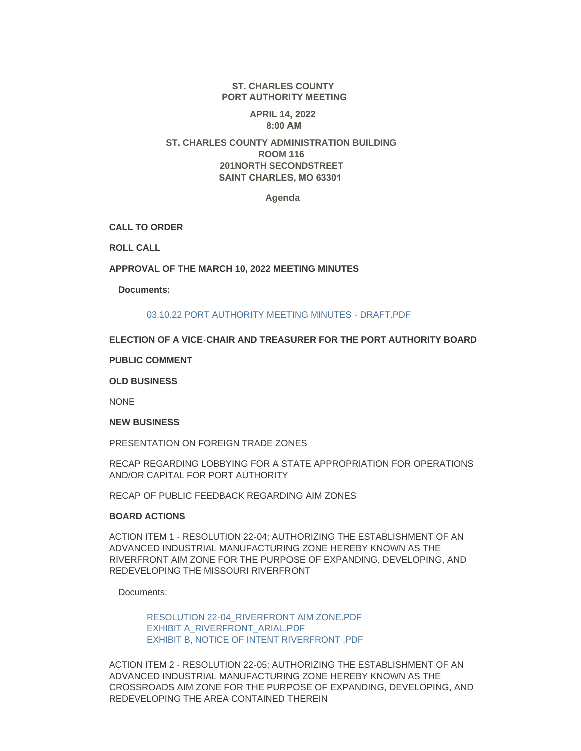**ST. CHARLES COUNTY**
**PORT AUTHORITY MEETING**

**APRIL 14, 2022**
**8:00 AM**

**ST. CHARLES COUNTY ADMINISTRATION BUILDING**
**ROOM 116**
**201NORTH SECONDSTREET**
**SAINT CHARLES, MO 63301**

**Agenda**

**CALL TO ORDER**

**ROLL CALL**

**APPROVAL OF THE MARCH 10, 2022 MEETING MINUTES**

**Documents:**

03.10.22 PORT AUTHORITY MEETING MINUTES - DRAFT.PDF

**ELECTION OF A VICE-CHAIR AND TREASURER FOR THE PORT AUTHORITY BOARD**

**PUBLIC COMMENT**

**OLD BUSINESS**

NONE

**NEW BUSINESS**

PRESENTATION ON FOREIGN TRADE ZONES

RECAP REGARDING LOBBYING FOR A STATE APPROPRIATION FOR OPERATIONS AND/OR CAPITAL FOR PORT AUTHORITY

RECAP OF PUBLIC FEEDBACK REGARDING AIM ZONES

**BOARD ACTIONS**

ACTION ITEM 1 - RESOLUTION 22-04; AUTHORIZING THE ESTABLISHMENT OF AN ADVANCED INDUSTRIAL MANUFACTURING ZONE HEREBY KNOWN AS THE RIVERFRONT AIM ZONE FOR THE PURPOSE OF EXPANDING, DEVELOPING, AND REDEVELOPING THE MISSOURI RIVERFRONT

Documents:

RESOLUTION 22-04_RIVERFRONT AIM ZONE.PDF
EXHIBIT A_RIVERFRONT_ARIAL.PDF
EXHIBIT B, NOTICE OF INTENT RIVERFRONT .PDF

ACTION ITEM 2 - RESOLUTION 22-05; AUTHORIZING THE ESTABLISHMENT OF AN ADVANCED INDUSTRIAL MANUFACTURING ZONE HEREBY KNOWN AS THE CROSSROADS AIM ZONE FOR THE PURPOSE OF EXPANDING, DEVELOPING, AND REDEVELOPING THE AREA CONTAINED THEREIN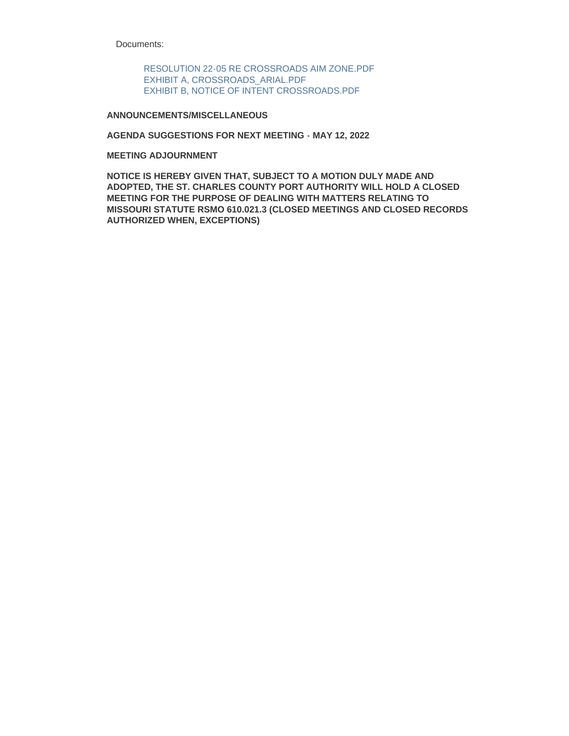Documents:

- RESOLUTION 22-05 RE CROSSROADS AIM ZONE.PDF
- EXHIBIT A, CROSSROADS_ARIAL.PDF
- EXHIBIT B, NOTICE OF INTENT CROSSROADS.PDF

**ANNOUNCEMENTS/MISCELLANEOUS**

**AGENDA SUGGESTIONS FOR NEXT MEETING - MAY 12, 2022**

**MEETING ADJOURNMENT**

**NOTICE IS HEREBY GIVEN THAT, SUBJECT TO A MOTION DULY MADE AND ADOPTED, THE ST. CHARLES COUNTY PORT AUTHORITY WILL HOLD A CLOSED MEETING FOR THE PURPOSE OF DEALING WITH MATTERS RELATING TO MISSOURI STATUTE RSMO 610.021.3 (CLOSED MEETINGS AND CLOSED RECORDS AUTHORIZED WHEN, EXCEPTIONS)**